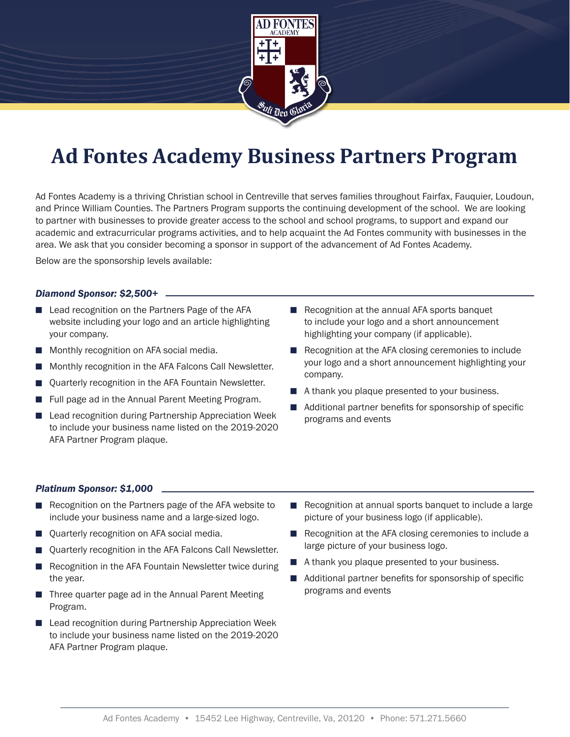# Ad Fontes Academy Business Partners Program

Ad Fontes Academy is a thriving Christian school in Centreville that serves families throughout Fairfax, Fauquier, Loudoun, and Prince William Counties. The Partners Program supports the continuing development of the school. We are looking to partner with businesses to provide greater access to the school and school programs, to support and expand our academic and extracurricular programs activities, and to help acquaint the Ad Fontes community with businesses in the area. We ask that you consider becoming a sponsor in support of the advancement of Ad Fontes Academy.

Below are the sponsorship levels available:

### *Diamond Sponsor: $2,500+*

- Lead recognition on the Partners Page of the AFA website including your logo and an article highlighting your company.
- Monthly recognition on AFA social media.
- Monthly recognition in the AFA Falcons Call Newsletter.
- Quarterly recognition in the AFA Fountain Newsletter.
- Full page ad in the Annual Parent Meeting Program.
- Lead recognition during Partnership Appreciation Week to include your business name listed on the 2019-2020 AFA Partner Program plaque.
- Recognition at the annual AFA sports banquet to include your logo and a short announcement highlighting your company (if applicable).
- Recognition at the AFA closing ceremonies to include your logo and a short announcement highlighting your company.
- A thank you plaque presented to your business.
- Additional partner benefits for sponsorship of specific programs and events

### *Platinum Sponsor: $1,000*

- Recognition on the Partners page of the AFA website to include your business name and a large-sized logo.
- Quarterly recognition on AFA social media.
- Quarterly recognition in the AFA Falcons Call Newsletter.
- Recognition in the AFA Fountain Newsletter twice during the year.
- Three quarter page ad in the Annual Parent Meeting Program.
- Lead recognition during Partnership Appreciation Week to include your business name listed on the 2019-2020 AFA Partner Program plaque.
- Recognition at annual sports banquet to include a large picture of your business logo (if applicable).
- Recognition at the AFA closing ceremonies to include a large picture of your business logo.
- A thank you plaque presented to your business.
- Additional partner benefits for sponsorship of specific programs and events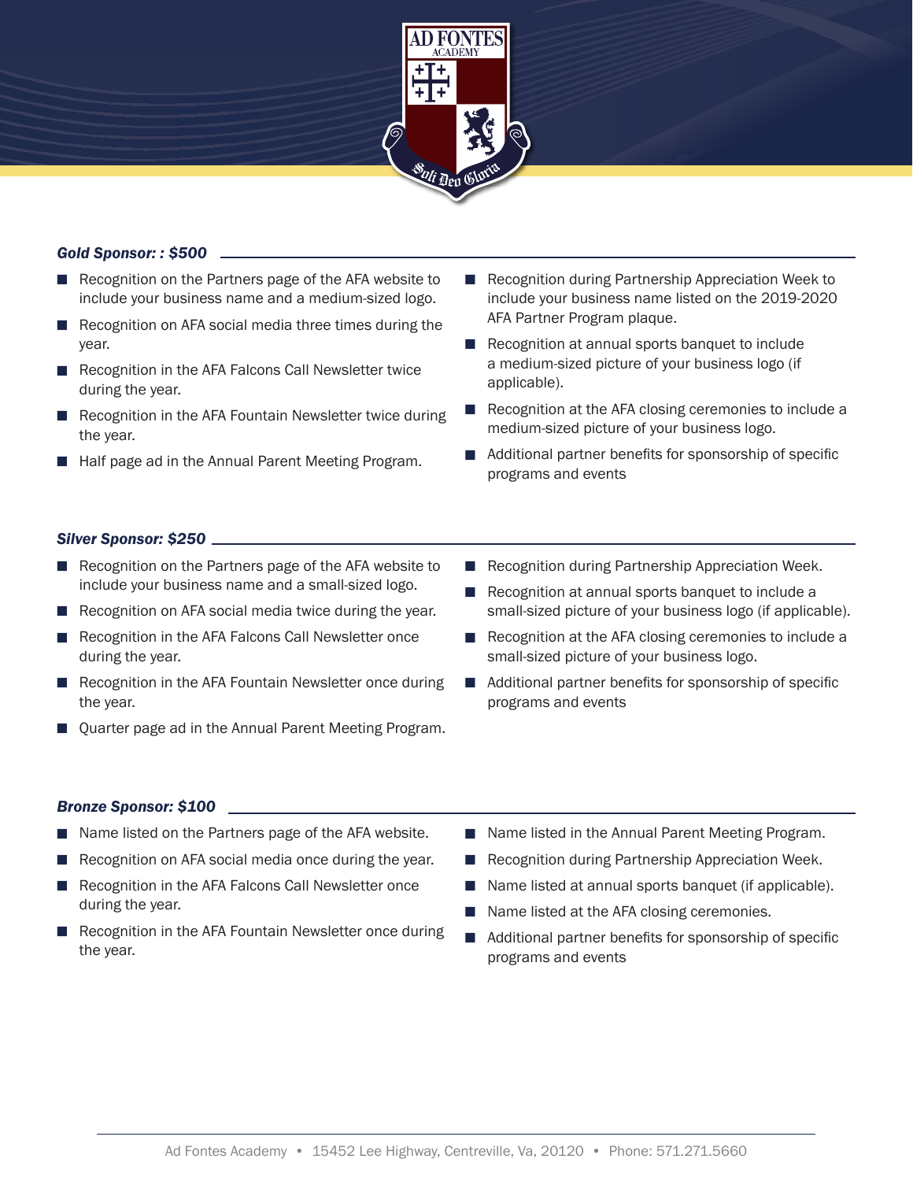### *Gold Sponsor: : $500*

- Recognition on the Partners page of the AFA website to include your business name and a medium-sized logo.
- Recognition on AFA social media three times during the year.
- Recognition in the AFA Falcons Call Newsletter twice during the year.
- Recognition in the AFA Fountain Newsletter twice during the year.
- Half page ad in the Annual Parent Meeting Program.
- Recognition during Partnership Appreciation Week to include your business name listed on the 2019-2020 AFA Partner Program plaque.
- Recognition at annual sports banquet to include a medium-sized picture of your business logo (if applicable).
- Recognition at the AFA closing ceremonies to include a medium-sized picture of your business logo.
- Additional partner benefits for sponsorship of specific programs and events

### *Silver Sponsor: $250*

- Recognition on the Partners page of the AFA website to include your business name and a small-sized logo.
- Recognition on AFA social media twice during the year.
- Recognition in the AFA Falcons Call Newsletter once during the year.
- Recognition in the AFA Fountain Newsletter once during the year.
- Quarter page ad in the Annual Parent Meeting Program.
- Recognition during Partnership Appreciation Week.
- Recognition at annual sports banquet to include a small-sized picture of your business logo (if applicable).
- Recognition at the AFA closing ceremonies to include a small-sized picture of your business logo.
- Additional partner benefits for sponsorship of specific programs and events

### *Bronze Sponsor: $100*

- Name listed on the Partners page of the AFA website.
- Recognition on AFA social media once during the year.
- Recognition in the AFA Falcons Call Newsletter once during the year.
- Recognition in the AFA Fountain Newsletter once during the year.
- Name listed in the Annual Parent Meeting Program.
- Recognition during Partnership Appreciation Week.
- Name listed at annual sports banquet (if applicable).
- Name listed at the AFA closing ceremonies.
- Additional partner benefits for sponsorship of specific programs and events

Ad Fontes Academy • 15452 Lee Highway, Centreville, Va, 20120 • Phone: 571.271.5660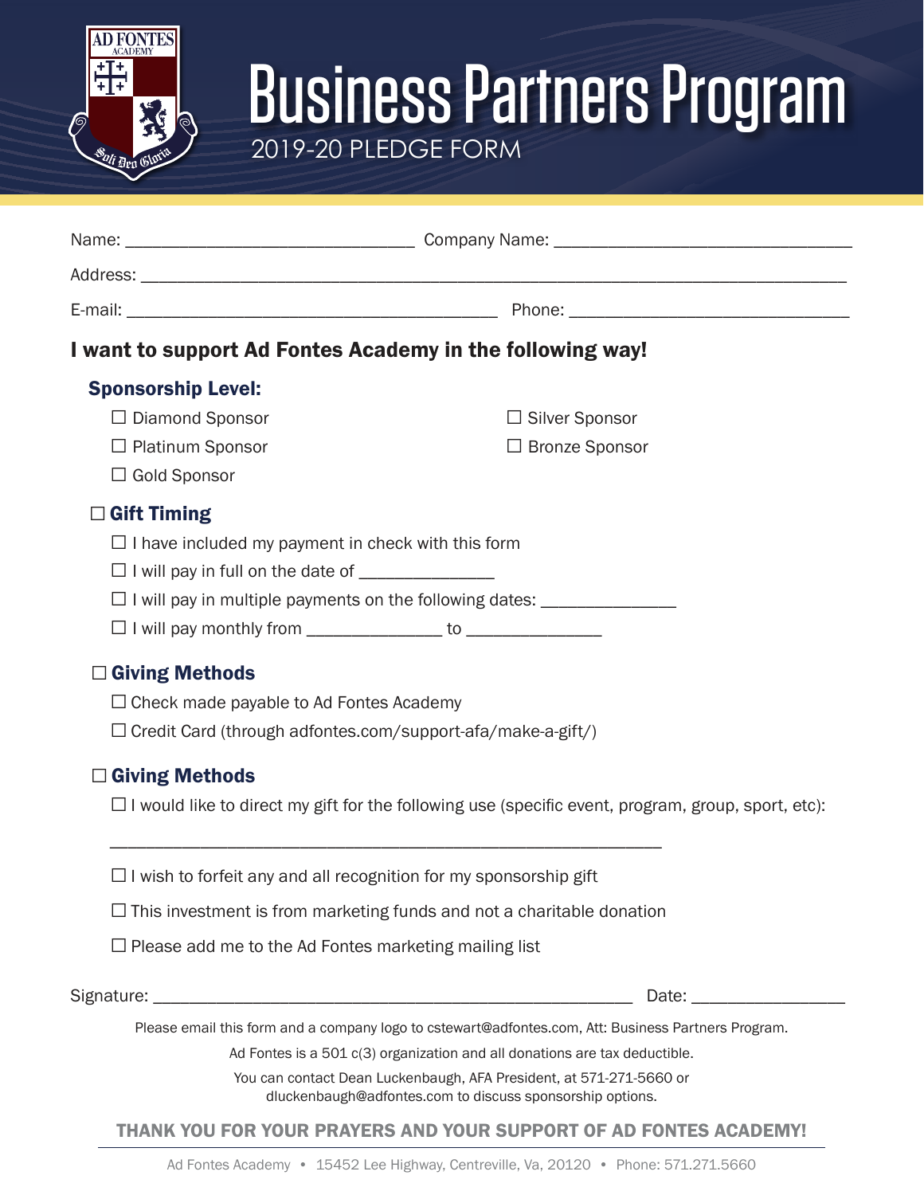# Business Partners Program

2019-20 PLEDGE FORM

Name: ______________________________ Company Name: ________________________________

Address: ___________________________________________________________________________

E-mail: ______________________________________ Phone: ______________________________

## I want to support Ad Fontes Academy in the following way!

### Sponsorship Level:

☐ Diamond Sponsor

☐ Platinum Sponsor

☐ Gold Sponsor

☐ Silver Sponsor

☐ Bronze Sponsor

### ☐ Gift Timing

☐ I have included my payment in check with this form

☐ I will pay in full on the date of ______________

☐ I will pay in multiple payments on the following dates: ______________

☐ I will pay monthly from ______________ to ______________

### ☐ Giving Methods

☐ Check made payable to Ad Fontes Academy

☐ Credit Card (through adfontes.com/support-afa/make-a-gift/)

### ☐ Giving Methods

☐ I would like to direct my gift for the following use (specific event, program, group, sport, etc):

____________________________________________________________

☐ I wish to forfeit any and all recognition for my sponsorship gift

☐ This investment is from marketing funds and not a charitable donation

☐ Please add me to the Ad Fontes marketing mailing list

Signature: ___________________________________________________ Date: ________________

Please email this form and a company logo to cstewart@adfontes.com, Att: Business Partners Program.

Ad Fontes is a 501 c(3) organization and all donations are tax deductible.

You can contact Dean Luckenbaugh, AFA President, at 571-271-5660 or dluckenbaugh@adfontes.com to discuss sponsorship options.

**THANK YOU FOR YOUR PRAYERS AND YOUR SUPPORT OF AD FONTES ACADEMY!**

Ad Fontes Academy • 15452 Lee Highway, Centreville, Va, 20120 • Phone: 571.271.5660